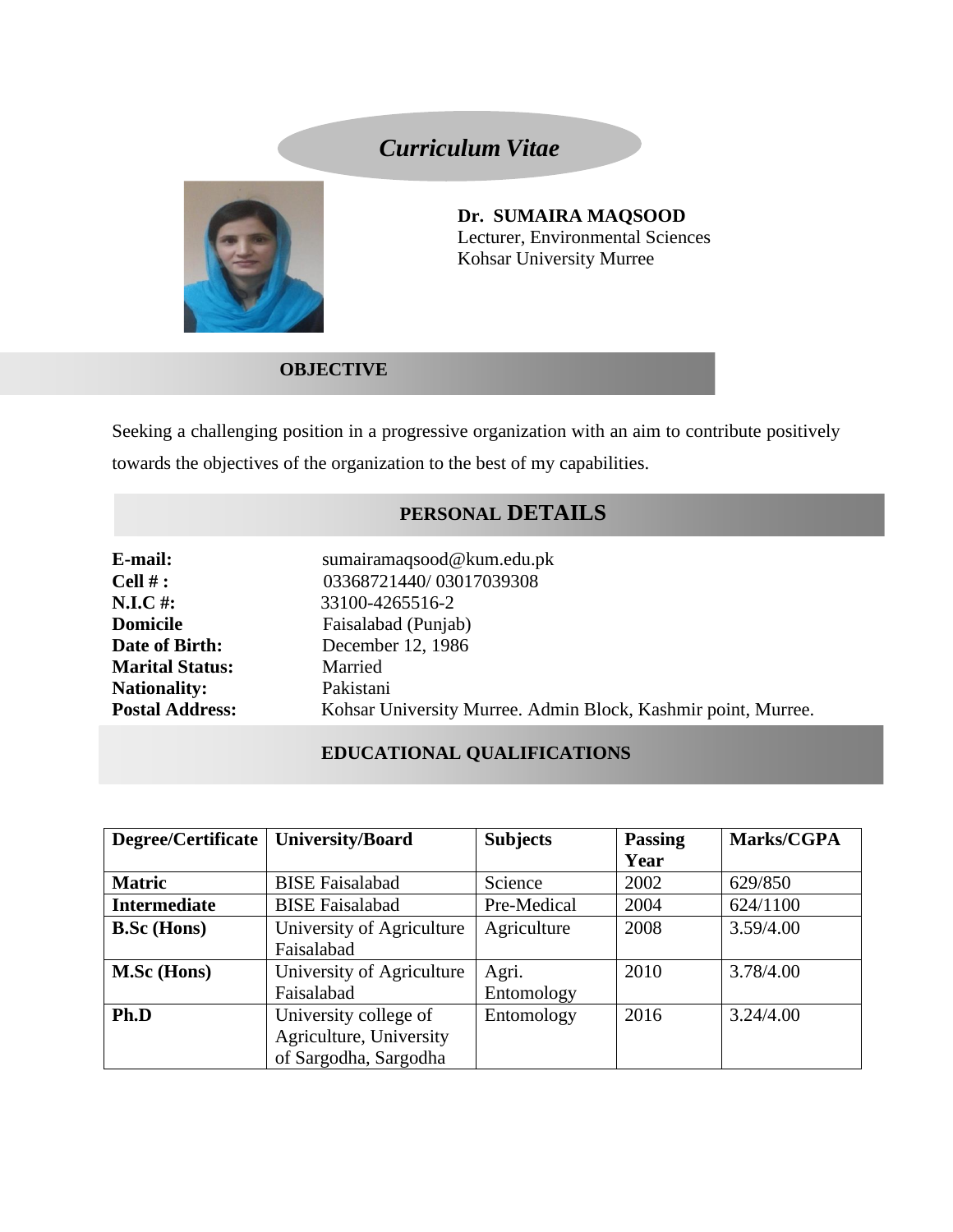# *Curriculum Vitae*

**Dr. SUMAIRA MAQSOOD**
Lecturer, Environmental Sciences
Kohsar University Murree

## OBJECTIVE

Seeking a challenging position in a progressive organization with an aim to contribute positively towards the objectives of the organization to the best of my capabilities.

## PERSONAL DETAILS

**E-mail:** sumairamaqsood@kum.edu.pk
**Cell # :** 03368721440/ 03017039308
**N.I.C #:** 33100-4265516-2
**Domicile** Faisalabad (Punjab)
**Date of Birth:** December 12, 1986
**Marital Status:** Married
**Nationality:** Pakistani
**Postal Address:** Kohsar University Murree. Admin Block, Kashmir point, Murree.

## EDUCATIONAL QUALIFICATIONS

| Degree/Certificate | University/Board | Subjects | Passing Year | Marks/CGPA |
|---|---|---|---|---|
| **Matric** | BISE Faisalabad | Science | 2002 | 629/850 |
| **Intermediate** | BISE Faisalabad | Pre-Medical | 2004 | 624/1100 |
| **B.Sc (Hons)** | University of Agriculture Faisalabad | Agriculture | 2008 | 3.59/4.00 |
| **M.Sc (Hons)** | University of Agriculture Faisalabad | Agri. Entomology | 2010 | 3.78/4.00 |
| **Ph.D** | University college of Agriculture, University of Sargodha, Sargodha | Entomology | 2016 | 3.24/4.00 |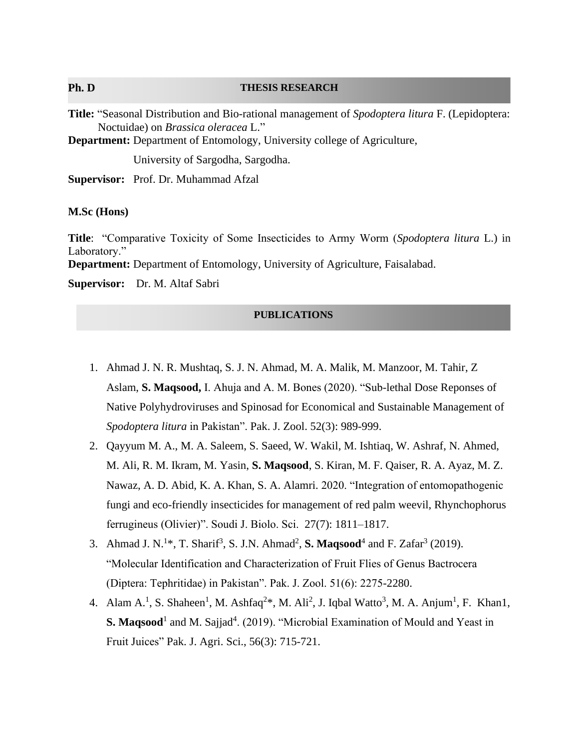## Ph. D THESIS RESEARCH

**Title:** "Seasonal Distribution and Bio-rational management of *Spodoptera litura* F. (Lepidoptera: Noctuidae) on *Brassica oleracea* L."

**Department:** Department of Entomology, University college of Agriculture, University of Sargodha, Sargodha.

**Supervisor:** Prof. Dr. Muhammad Afzal

**M.Sc (Hons)**

**Title**: "Comparative Toxicity of Some Insecticides to Army Worm (*Spodoptera litura* L.) in Laboratory."

**Department:** Department of Entomology, University of Agriculture, Faisalabad.

**Supervisor:** Dr. M. Altaf Sabri

## PUBLICATIONS

1. Ahmad J. N. R. Mushtaq, S. J. N. Ahmad, M. A. Malik, M. Manzoor, M. Tahir, Z Aslam, **S. Maqsood,** I. Ahuja and A. M. Bones (2020). "Sub-lethal Dose Reponses of Native Polyhydroviruses and Spinosad for Economical and Sustainable Management of *Spodoptera litura* in Pakistan". Pak. J. Zool. 52(3): 989-999.
2. Qayyum M. A., M. A. Saleem, S. Saeed, W. Wakil, M. Ishtiaq, W. Ashraf, N. Ahmed, M. Ali, R. M. Ikram, M. Yasin, **S. Maqsood**, S. Kiran, M. F. Qaiser, R. A. Ayaz, M. Z. Nawaz, A. D. Abid, K. A. Khan, S. A. Alamri. 2020. "Integration of entomopathogenic fungi and eco-friendly insecticides for management of red palm weevil, Rhynchophorus ferrugineus (Olivier)". Soudi J. Biolo. Sci. 27(7): 1811–1817.
3. Ahmad J. N.[1]*, T. Sharif[3], S. J.N. Ahmad[2], **S. Maqsood**[4] and F. Zafar[3] (2019). "Molecular Identification and Characterization of Fruit Flies of Genus Bactrocera (Diptera: Tephritidae) in Pakistan". Pak. J. Zool. 51(6): 2275-2280.
4. Alam A.[1], S. Shaheen[1], M. Ashfaq[2]*, M. Ali[2], J. Iqbal Watto[3], M. A. Anjum[1], F. Khan1, **S. Maqsood**[1] and M. Sajjad[4]. (2019). "Microbial Examination of Mould and Yeast in Fruit Juices" Pak. J. Agri. Sci., 56(3): 715-721.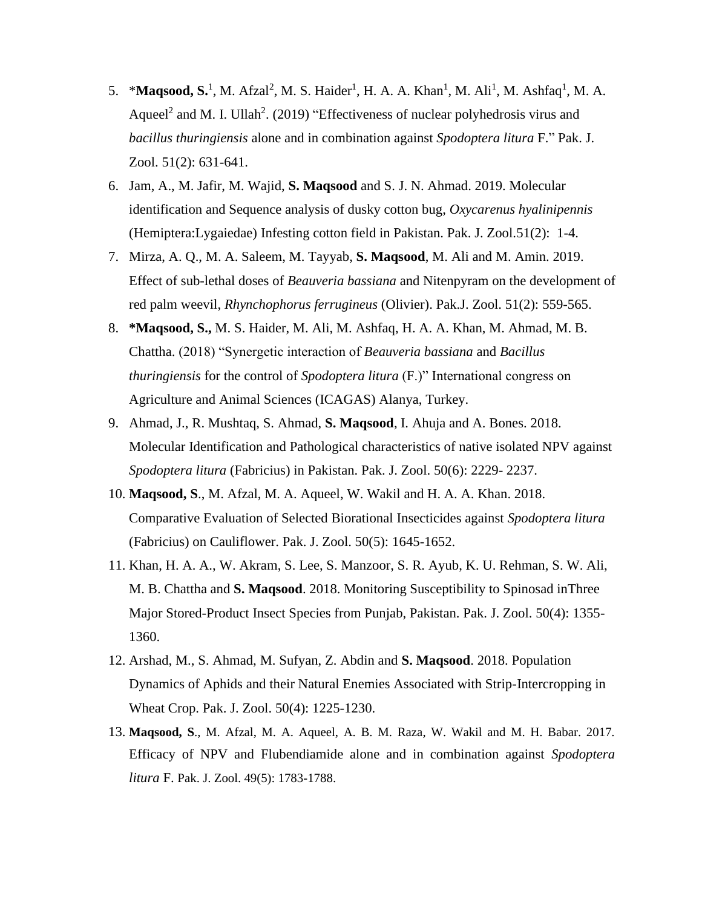5. ***Maqsood, S.**[1], M. Afzal[2], M. S. Haider[1], H. A. A. Khan[1], M. Ali[1], M. Ashfaq[1], M. A. Aqueel[2] and M. I. Ullah[2]. (2019) "Effectiveness of nuclear polyhedrosis virus and *bacillus thuringiensis* alone and in combination against *Spodoptera litura* F." Pak. J. Zool. 51(2): 631-641.
6. Jam, A., M. Jafir, M. Wajid, **S. Maqsood** and S. J. N. Ahmad. 2019. Molecular identification and Sequence analysis of dusky cotton bug, *Oxycarenus hyalinipennis* (Hemiptera:Lygaiedae) Infesting cotton field in Pakistan. Pak. J. Zool.51(2): 1-4.
7. Mirza, A. Q., M. A. Saleem, M. Tayyab, **S. Maqsood**, M. Ali and M. Amin. 2019. Effect of sub-lethal doses of *Beauveria bassiana* and Nitenpyram on the development of red palm weevil, *Rhynchophorus ferrugineus* (Olivier). Pak.J. Zool. 51(2): 559-565.
8. ***Maqsood, S.,** M. S. Haider, M. Ali, M. Ashfaq, H. A. A. Khan, M. Ahmad, M. B. Chattha. (2018) "Synergetic interaction of *Beauveria bassiana* and *Bacillus thuringiensis* for the control of *Spodoptera litura* (F.)" International congress on Agriculture and Animal Sciences (ICAGAS) Alanya, Turkey.
9. Ahmad, J., R. Mushtaq, S. Ahmad, **S. Maqsood**, I. Ahuja and A. Bones. 2018. Molecular Identification and Pathological characteristics of native isolated NPV against *Spodoptera litura* (Fabricius) in Pakistan. Pak. J. Zool. 50(6): 2229- 2237.
10. **Maqsood, S**., M. Afzal, M. A. Aqueel, W. Wakil and H. A. A. Khan. 2018. Comparative Evaluation of Selected Biorational Insecticides against *Spodoptera litura* (Fabricius) on Cauliflower. Pak. J. Zool. 50(5): 1645-1652.
11. Khan, H. A. A., W. Akram, S. Lee, S. Manzoor, S. R. Ayub, K. U. Rehman, S. W. Ali, M. B. Chattha and **S. Maqsood**. 2018. Monitoring Susceptibility to Spinosad inThree Major Stored-Product Insect Species from Punjab, Pakistan. Pak. J. Zool. 50(4): 1355-1360.
12. Arshad, M., S. Ahmad, M. Sufyan, Z. Abdin and **S. Maqsood**. 2018. Population Dynamics of Aphids and their Natural Enemies Associated with Strip-Intercropping in Wheat Crop. Pak. J. Zool. 50(4): 1225-1230.
13. **Maqsood, S**., M. Afzal, M. A. Aqueel, A. B. M. Raza, W. Wakil and M. H. Babar. 2017. Efficacy of NPV and Flubendiamide alone and in combination against *Spodoptera litura* F. Pak. J. Zool. 49(5): 1783-1788.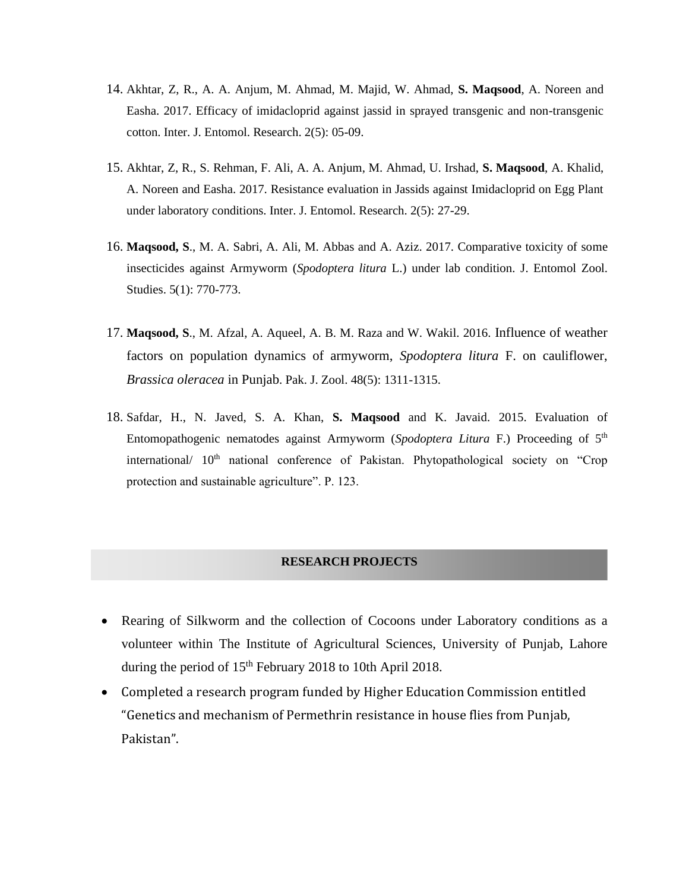14. Akhtar, Z, R., A. A. Anjum, M. Ahmad, M. Majid, W. Ahmad, **S. Maqsood**, A. Noreen and Easha. 2017. Efficacy of imidacloprid against jassid in sprayed transgenic and non-transgenic cotton. Inter. J. Entomol. Research. 2(5): 05-09.

15. Akhtar, Z, R., S. Rehman, F. Ali, A. A. Anjum, M. Ahmad, U. Irshad, **S. Maqsood**, A. Khalid, A. Noreen and Easha. 2017. Resistance evaluation in Jassids against Imidacloprid on Egg Plant under laboratory conditions. Inter. J. Entomol. Research. 2(5): 27-29.

16. **Maqsood, S**., M. A. Sabri, A. Ali, M. Abbas and A. Aziz. 2017. Comparative toxicity of some insecticides against Armyworm (*Spodoptera litura* L.) under lab condition. J. Entomol Zool. Studies. 5(1): 770-773.

17. **Maqsood, S**., M. Afzal, A. Aqueel, A. B. M. Raza and W. Wakil. 2016. Influence of weather factors on population dynamics of armyworm, *Spodoptera litura* F. on cauliflower, *Brassica oleracea* in Punjab. Pak. J. Zool. 48(5): 1311-1315.

18. Safdar, H., N. Javed, S. A. Khan, **S. Maqsood** and K. Javaid. 2015. Evaluation of Entomopathogenic nematodes against Armyworm (*Spodoptera Litura* F.) Proceeding of 5th international/ 10th national conference of Pakistan. Phytopathological society on "Crop protection and sustainable agriculture". P. 123.

## RESEARCH PROJECTS

- Rearing of Silkworm and the collection of Cocoons under Laboratory conditions as a volunteer within The Institute of Agricultural Sciences, University of Punjab, Lahore during the period of 15th February 2018 to 10th April 2018.
- Completed a research program funded by Higher Education Commission entitled "Genetics and mechanism of Permethrin resistance in house flies from Punjab, Pakistan".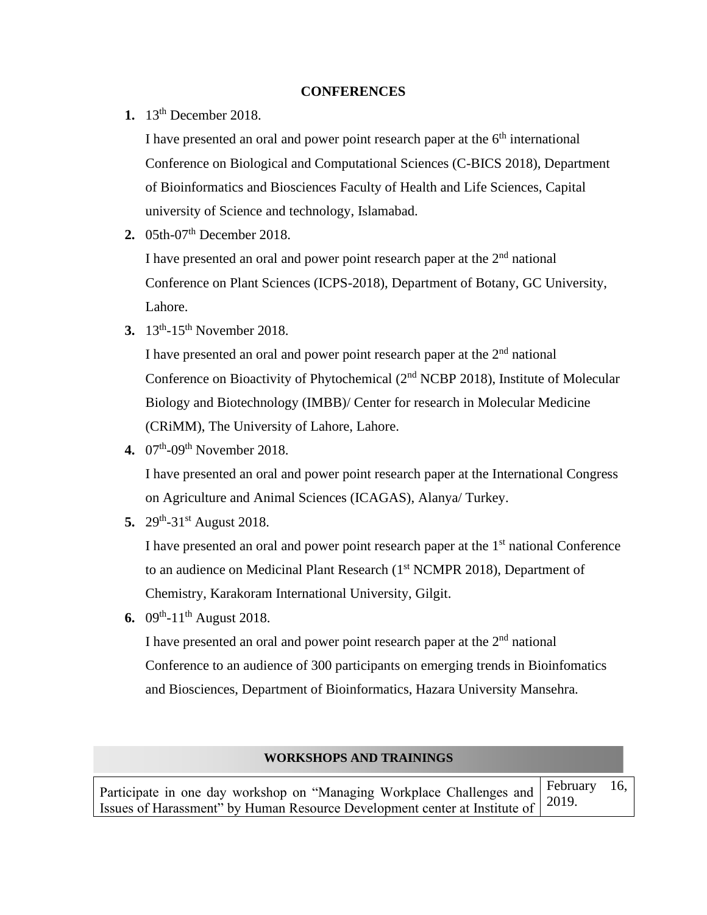## CONFERENCES

1. **13th December 2018.**

   I have presented an oral and power point research paper at the 6th international Conference on Biological and Computational Sciences (C-BICS 2018), Department of Bioinformatics and Biosciences Faculty of Health and Life Sciences, Capital university of Science and technology, Islamabad.

2. **05th-07th December 2018.**

   I have presented an oral and power point research paper at the 2nd national Conference on Plant Sciences (ICPS-2018), Department of Botany, GC University, Lahore.

3. **13th-15th November 2018.**

   I have presented an oral and power point research paper at the 2nd national Conference on Bioactivity of Phytochemical (2nd NCBP 2018), Institute of Molecular Biology and Biotechnology (IMBB)/ Center for research in Molecular Medicine (CRiMM), The University of Lahore, Lahore.

4. **07th-09th November 2018.**

   I have presented an oral and power point research paper at the International Congress on Agriculture and Animal Sciences (ICAGAS), Alanya/ Turkey.

5. **29th-31st August 2018.**

   I have presented an oral and power point research paper at the 1st national Conference to an audience on Medicinal Plant Research (1st NCMPR 2018), Department of Chemistry, Karakoram International University, Gilgit.

6. **09th-11th August 2018.**

   I have presented an oral and power point research paper at the 2nd national Conference to an audience of 300 participants on emerging trends in Bioinfomatics and Biosciences, Department of Bioinformatics, Hazara University Mansehra.

## WORKSHOPS AND TRAININGS

| | |
|---|---|
| Participate in one day workshop on "Managing Workplace Challenges and Issues of Harassment" by Human Resource Development center at Institute of | February 16, 2019. |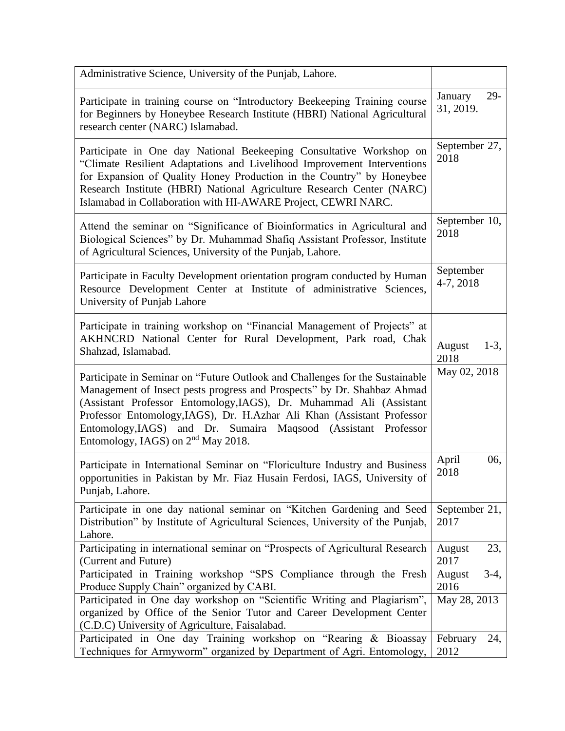| | |
|---|---|
| Administrative Science, University of the Punjab, Lahore. | |
| Participate in training course on "Introductory Beekeeping Training course for Beginners by Honeybee Research Institute (HBRI) National Agricultural research center (NARC) Islamabad. | January 29-31, 2019. |
| Participate in One day National Beekeeping Consultative Workshop on "Climate Resilient Adaptations and Livelihood Improvement Interventions for Expansion of Quality Honey Production in the Country" by Honeybee Research Institute (HBRI) National Agriculture Research Center (NARC) Islamabad in Collaboration with HI-AWARE Project, CEWRI NARC. | September 27, 2018 |
| Attend the seminar on "Significance of Bioinformatics in Agricultural and Biological Sciences" by Dr. Muhammad Shafiq Assistant Professor, Institute of Agricultural Sciences, University of the Punjab, Lahore. | September 10, 2018 |
| Participate in Faculty Development orientation program conducted by Human Resource Development Center at Institute of administrative Sciences, University of Punjab Lahore | September 4-7, 2018 |
| Participate in training workshop on "Financial Management of Projects" at AKHNCRD National Center for Rural Development, Park road, Chak Shahzad, Islamabad. | August 1-3, 2018 |
| Participate in Seminar on "Future Outlook and Challenges for the Sustainable Management of Insect pests progress and Prospects" by Dr. Shahbaz Ahmad (Assistant Professor Entomology,IAGS), Dr. Muhammad Ali (Assistant Professor Entomology,IAGS), Dr. H.Azhar Ali Khan (Assistant Professor Entomology,IAGS) and Dr. Sumaira Maqsood (Assistant Professor Entomology, IAGS) on 2nd May 2018. | May 02, 2018 |
| Participate in International Seminar on "Floriculture Industry and Business opportunities in Pakistan by Mr. Fiaz Husain Ferdosi, IAGS, University of Punjab, Lahore. | April 06, 2018 |
| Participate in one day national seminar on "Kitchen Gardening and Seed Distribution" by Institute of Agricultural Sciences, University of the Punjab, Lahore. | September 21, 2017 |
| Participating in international seminar on "Prospects of Agricultural Research (Current and Future) | August 23, 2017 |
| Participated in Training workshop "SPS Compliance through the Fresh Produce Supply Chain" organized by CABI. | August 3-4, 2016 |
| Participated in One day workshop on "Scientific Writing and Plagiarism", organized by Office of the Senior Tutor and Career Development Center (C.D.C) University of Agriculture, Faisalabad. | May 28, 2013 |
| Participated in One day Training workshop on "Rearing & Bioassay Techniques for Armyworm" organized by Department of Agri. Entomology, | February 24, 2012 |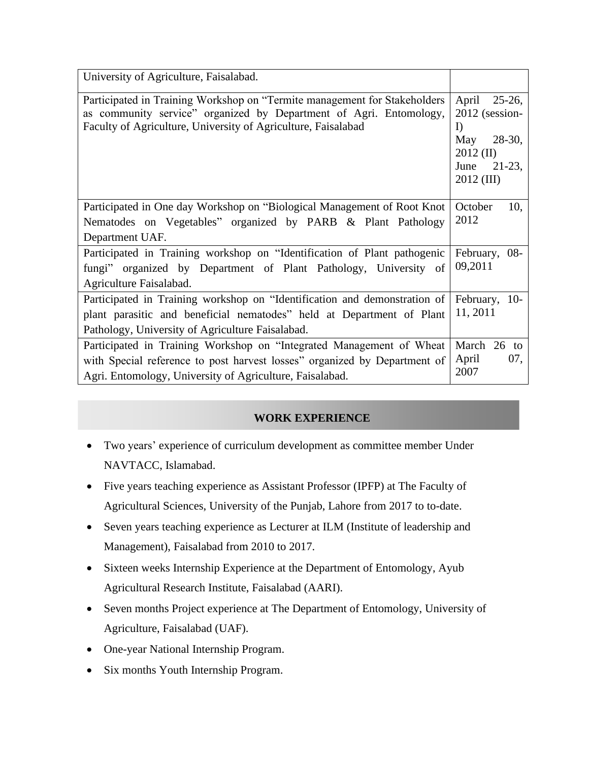| | |
|---|---|
| University of Agriculture, Faisalabad. | |
| Participated in Training Workshop on "Termite management for Stakeholders as community service" organized by Department of Agri. Entomology, Faculty of Agriculture, University of Agriculture, Faisalabad | April 25-26, 2012 (session-I) May 28-30, 2012 (II) June 21-23, 2012 (III) |
| Participated in One day Workshop on "Biological Management of Root Knot Nematodes on Vegetables" organized by PARB & Plant Pathology Department UAF. | October 10, 2012 |
| Participated in Training workshop on "Identification of Plant pathogenic fungi" organized by Department of Plant Pathology, University of Agriculture Faisalabad. | February, 08-09,2011 |
| Participated in Training workshop on "Identification and demonstration of plant parasitic and beneficial nematodes" held at Department of Plant Pathology, University of Agriculture Faisalabad. | February, 10-11, 2011 |
| Participated in Training Workshop on "Integrated Management of Wheat with Special reference to post harvest losses" organized by Department of Agri. Entomology, University of Agriculture, Faisalabad. | March 26 to April 07, 2007 |

## WORK EXPERIENCE

- Two years' experience of curriculum development as committee member Under NAVTACC, Islamabad.
- Five years teaching experience as Assistant Professor (IPFP) at The Faculty of Agricultural Sciences, University of the Punjab, Lahore from 2017 to to-date.
- Seven years teaching experience as Lecturer at ILM (Institute of leadership and Management), Faisalabad from 2010 to 2017.
- Sixteen weeks Internship Experience at the Department of Entomology, Ayub Agricultural Research Institute, Faisalabad (AARI).
- Seven months Project experience at The Department of Entomology, University of Agriculture, Faisalabad (UAF).
- One-year National Internship Program.
- Six months Youth Internship Program.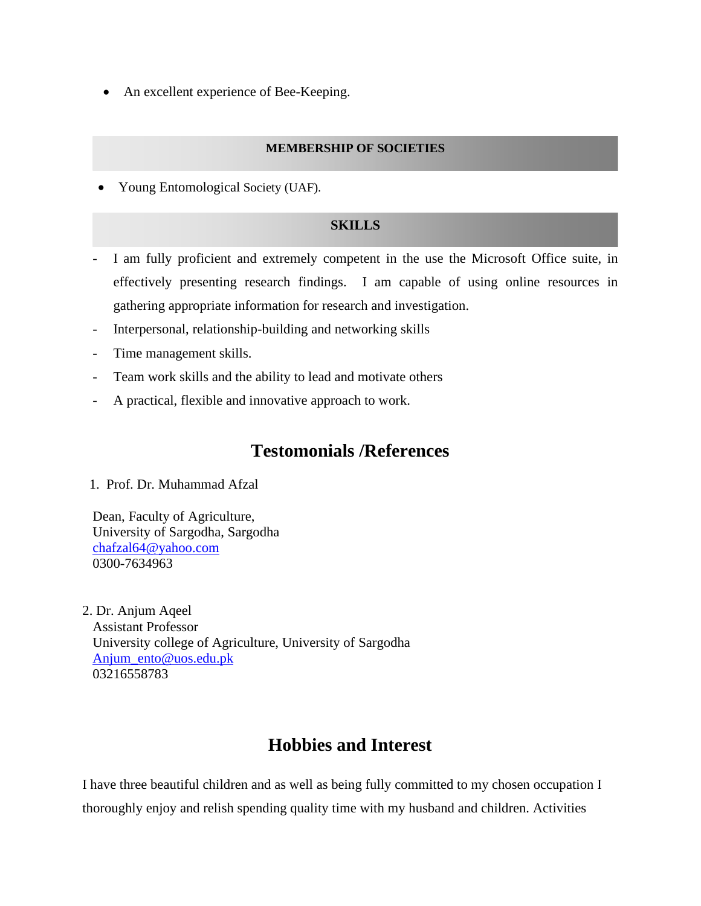- An excellent experience of Bee-Keeping.

**MEMBERSHIP OF SOCIETIES**

- Young Entomological Society (UAF).

**SKILLS**

- I am fully proficient and extremely competent in the use the Microsoft Office suite, in effectively presenting research findings. I am capable of using online resources in gathering appropriate information for research and investigation.
- Interpersonal, relationship-building and networking skills
- Time management skills.
- Team work skills and the ability to lead and motivate others
- A practical, flexible and innovative approach to work.

## Testomonials /References

1. Prof. Dr. Muhammad Afzal

   Dean, Faculty of Agriculture,
   University of Sargodha, Sargodha
   chafzal64@yahoo.com
   0300-7634963

2. Dr. Anjum Aqeel
   Assistant Professor
   University college of Agriculture, University of Sargodha
   Anjum_ento@uos.edu.pk
   03216558783

## Hobbies and Interest

I have three beautiful children and as well as being fully committed to my chosen occupation I thoroughly enjoy and relish spending quality time with my husband and children. Activities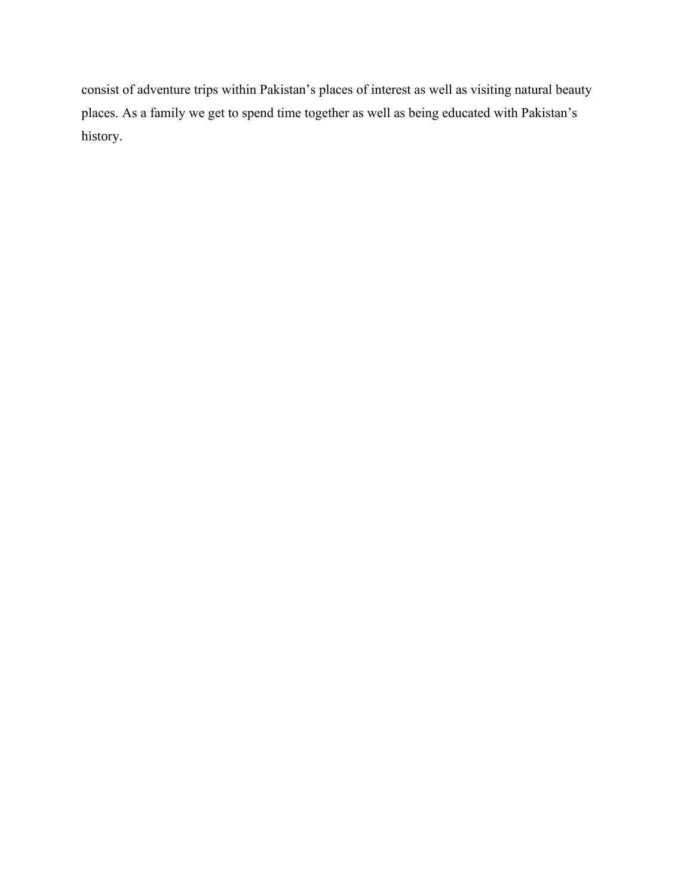consist of adventure trips within Pakistan’s places of interest as well as visiting natural beauty places. As a family we get to spend time together as well as being educated with Pakistan’s history.